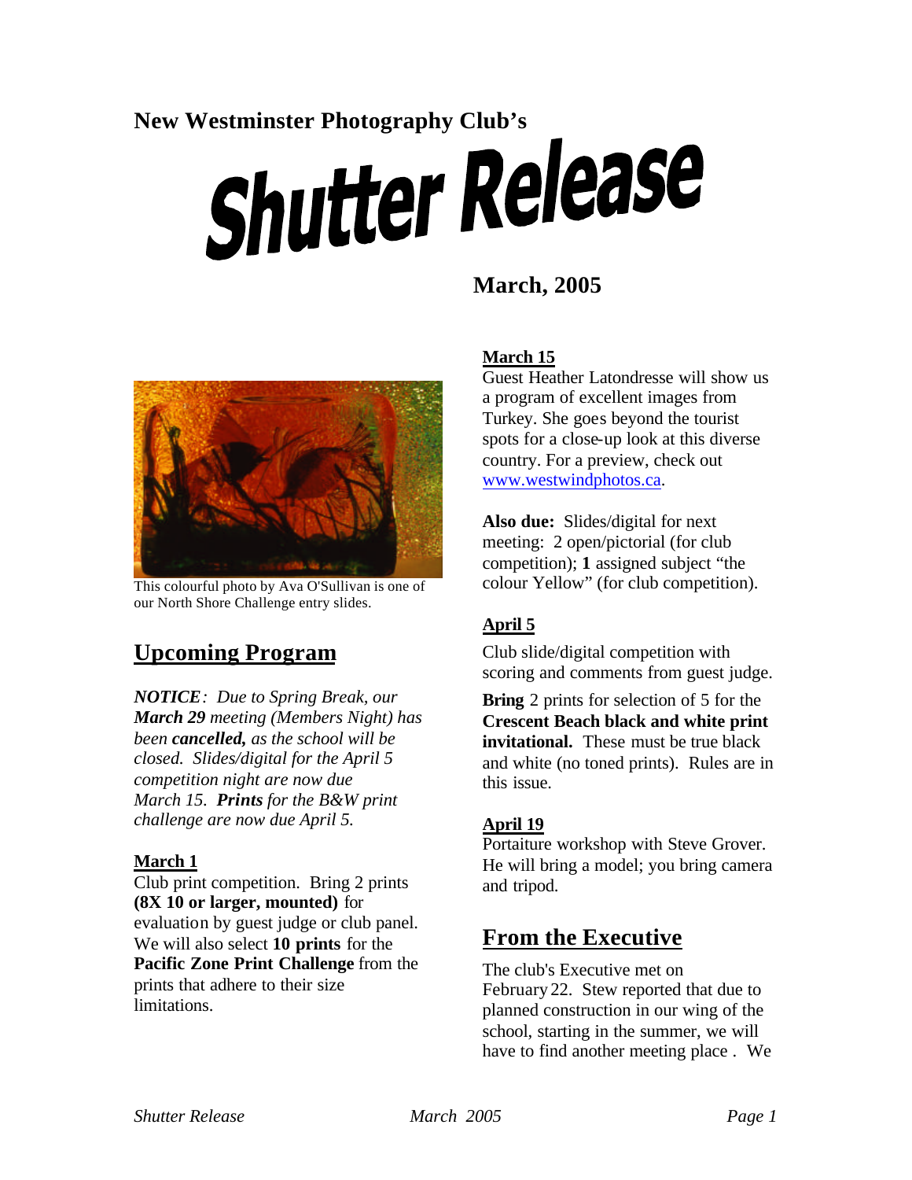**New Westminster Photography Club's**

# Shutter Release

## March, 2005

This colourful photo by Ava O'Sullivan is one of our North Shore Challenge entry slides.

## Upcoming Program

***NOTICE**: Due to Spring Break, our **March 29** meeting (Members Night) has been **cancelled,** as the school will be closed. Slides/digital for the April 5 competition night are now due March 15. **Prints** for the B&W print challenge are now due April 5.*

**March 1**

Club print competition. Bring 2 prints **(8X 10 or larger, mounted)** for evaluation by guest judge or club panel. We will also select **10 prints** for the **Pacific Zone Print Challenge** from the prints that adhere to their size limitations.

**March 15**

Guest Heather Latondresse will show us a program of excellent images from Turkey. She goes beyond the tourist spots for a close-up look at this diverse country. For a preview, check out www.westwindphotos.ca.

**Also due:** Slides/digital for next meeting: 2 open/pictorial (for club competition); **1** assigned subject "the colour Yellow" (for club competition).

**April 5**

Club slide/digital competition with scoring and comments from guest judge.

**Bring** 2 prints for selection of 5 for the **Crescent Beach black and white print invitational.** These must be true black and white (no toned prints). Rules are in this issue.

**April 19**

Portaiture workshop with Steve Grover. He will bring a model; you bring camera and tripod.

## From the Executive

The club's Executive met on February 22. Stew reported that due to planned construction in our wing of the school, starting in the summer, we will have to find another meeting place . We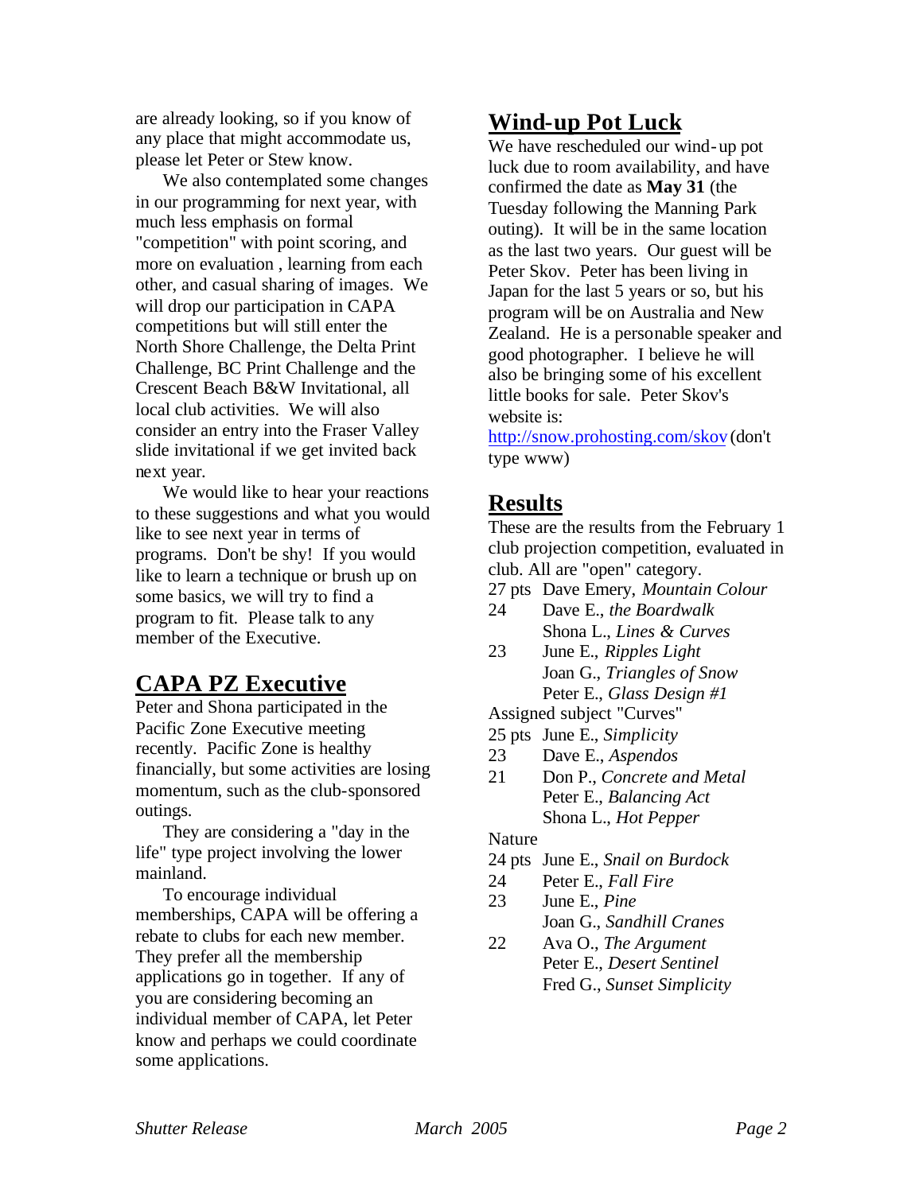are already looking, so if you know of any place that might accommodate us, please let Peter or Stew know.

We also contemplated some changes in our programming for next year, with much less emphasis on formal "competition" with point scoring, and more on evaluation , learning from each other, and casual sharing of images. We will drop our participation in CAPA competitions but will still enter the North Shore Challenge, the Delta Print Challenge, BC Print Challenge and the Crescent Beach B&W Invitational, all local club activities. We will also consider an entry into the Fraser Valley slide invitational if we get invited back next year.

We would like to hear your reactions to these suggestions and what you would like to see next year in terms of programs. Don't be shy! If you would like to learn a technique or brush up on some basics, we will try to find a program to fit. Please talk to any member of the Executive.

## CAPA PZ Executive

Peter and Shona participated in the Pacific Zone Executive meeting recently. Pacific Zone is healthy financially, but some activities are losing momentum, such as the club-sponsored outings.

They are considering a "day in the life" type project involving the lower mainland.

To encourage individual memberships, CAPA will be offering a rebate to clubs for each new member. They prefer all the membership applications go in together. If any of you are considering becoming an individual member of CAPA, let Peter know and perhaps we could coordinate some applications.

## Wind-up Pot Luck

We have rescheduled our wind-up pot luck due to room availability, and have confirmed the date as **May 31** (the Tuesday following the Manning Park outing). It will be in the same location as the last two years. Our guest will be Peter Skov. Peter has been living in Japan for the last 5 years or so, but his program will be on Australia and New Zealand. He is a personable speaker and good photographer. I believe he will also be bringing some of his excellent little books for sale. Peter Skov's website is:
http://snow.prohosting.com/skov (don't type www)

## Results

These are the results from the February 1 club projection competition, evaluated in club. All are "open" category.

27 pts Dave Emery, *Mountain Colour*
24 Dave E., *the Boardwalk*
Shona L., *Lines & Curves*
23 June E., *Ripples Light*
Joan G., *Triangles of Snow*
Peter E., *Glass Design #1*

Assigned subject "Curves"

25 pts June E., *Simplicity*
23 Dave E., *Aspendos*
21 Don P., *Concrete and Metal*
Peter E., *Balancing Act*
Shona L., *Hot Pepper*

Nature

24 pts June E., *Snail on Burdock*
24 Peter E., *Fall Fire*
23 June E., *Pine*
Joan G., *Sandhill Cranes*
22 Ava O., *The Argument*
Peter E., *Desert Sentinel*
Fred G., *Sunset Simplicity*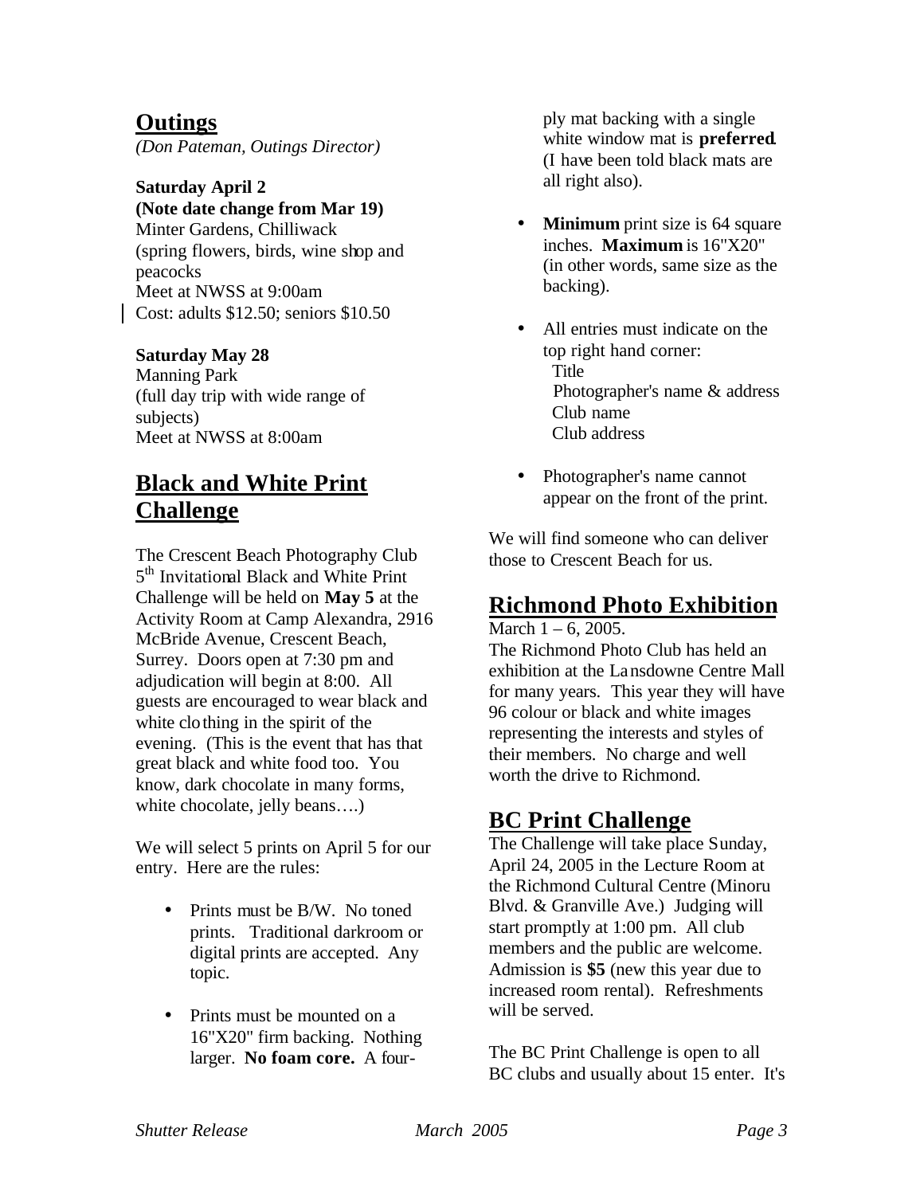## Outings

*(Don Pateman, Outings Director)*

**Saturday April 2**
**(Note date change from Mar 19)**
Minter Gardens, Chilliwack
(spring flowers, birds, wine shop and peacocks
Meet at NWSS at 9:00am
Cost: adults $12.50; seniors $10.50

**Saturday May 28**
Manning Park
(full day trip with wide range of subjects)
Meet at NWSS at 8:00am

## Black and White Print Challenge

The Crescent Beach Photography Club 5th Invitational Black and White Print Challenge will be held on **May 5** at the Activity Room at Camp Alexandra, 2916 McBride Avenue, Crescent Beach, Surrey. Doors open at 7:30 pm and adjudication will begin at 8:00. All guests are encouraged to wear black and white clothing in the spirit of the evening. (This is the event that has that great black and white food too. You know, dark chocolate in many forms, white chocolate, jelly beans….)

We will select 5 prints on April 5 for our entry. Here are the rules:

- Prints must be B/W. No toned prints. Traditional darkroom or digital prints are accepted. Any topic.
- Prints must be mounted on a 16"X20" firm backing. Nothing larger. **No foam core.** A four-ply mat backing with a single white window mat is **preferred**. (I have been told black mats are all right also).
- **Minimum** print size is 64 square inches. **Maximum** is 16"X20" (in other words, same size as the backing).
- All entries must indicate on the top right hand corner:
  Title
  Photographer's name & address
  Club name
  Club address
- Photographer's name cannot appear on the front of the print.

We will find someone who can deliver those to Crescent Beach for us.

## Richmond Photo Exhibition

March 1 – 6, 2005.
The Richmond Photo Club has held an exhibition at the Lansdowne Centre Mall for many years. This year they will have 96 colour or black and white images representing the interests and styles of their members. No charge and well worth the drive to Richmond.

## BC Print Challenge

The Challenge will take place Sunday, April 24, 2005 in the Lecture Room at the Richmond Cultural Centre (Minoru Blvd. & Granville Ave.) Judging will start promptly at 1:00 pm. All club members and the public are welcome. Admission is **$5** (new this year due to increased room rental). Refreshments will be served.

The BC Print Challenge is open to all BC clubs and usually about 15 enter. It's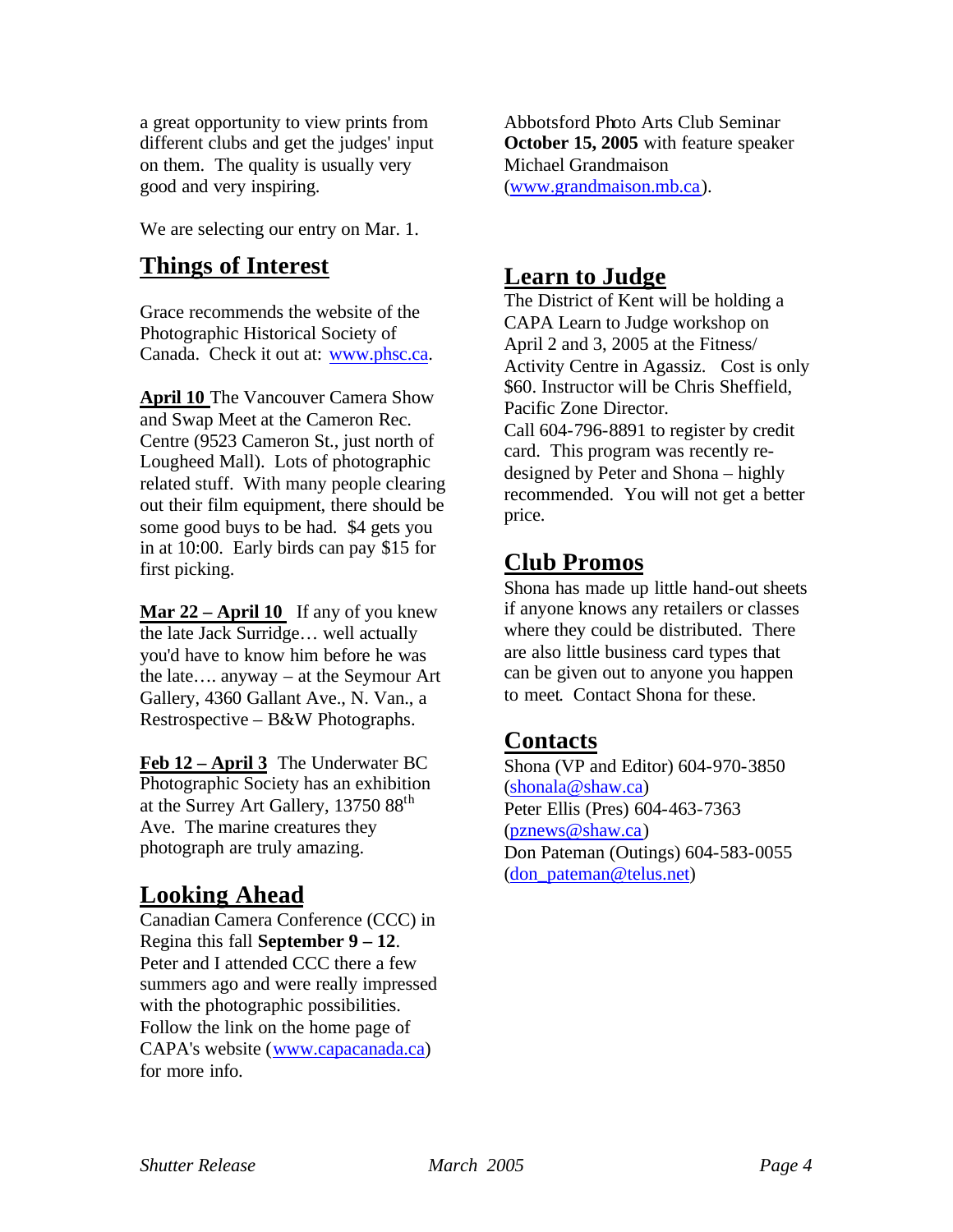a great opportunity to view prints from different clubs and get the judges' input on them. The quality is usually very good and very inspiring.

We are selecting our entry on Mar. 1.

## Things of Interest

Grace recommends the website of the Photographic Historical Society of Canada. Check it out at: www.phsc.ca.

**April 10** The Vancouver Camera Show and Swap Meet at the Cameron Rec. Centre (9523 Cameron St., just north of Lougheed Mall). Lots of photographic related stuff. With many people clearing out their film equipment, there should be some good buys to be had. $4 gets you in at 10:00. Early birds can pay $15 for first picking.

**Mar 22 – April 10** If any of you knew the late Jack Surridge… well actually you'd have to know him before he was the late…. anyway – at the Seymour Art Gallery, 4360 Gallant Ave., N. Van., a Restrospective – B&W Photographs.

**Feb 12 – April 3** The Underwater BC Photographic Society has an exhibition at the Surrey Art Gallery, 13750 88th Ave. The marine creatures they photograph are truly amazing.

## Looking Ahead

Canadian Camera Conference (CCC) in Regina this fall **September 9 – 12**. Peter and I attended CCC there a few summers ago and were really impressed with the photographic possibilities. Follow the link on the home page of CAPA's website (www.capacanada.ca) for more info.

Abbotsford Photo Arts Club Seminar **October 15, 2005** with feature speaker Michael Grandmaison (www.grandmaison.mb.ca).

## Learn to Judge

The District of Kent will be holding a CAPA Learn to Judge workshop on April 2 and 3, 2005 at the Fitness/ Activity Centre in Agassiz. Cost is only $60. Instructor will be Chris Sheffield, Pacific Zone Director.
Call 604-796-8891 to register by credit card. This program was recently re-designed by Peter and Shona – highly recommended. You will not get a better price.

## Club Promos

Shona has made up little hand-out sheets if anyone knows any retailers or classes where they could be distributed. There are also little business card types that can be given out to anyone you happen to meet. Contact Shona for these.

## Contacts

Shona (VP and Editor) 604-970-3850 (shonala@shaw.ca)
Peter Ellis (Pres) 604-463-7363 (pznews@shaw.ca)
Don Pateman (Outings) 604-583-0055 (don_pateman@telus.net)